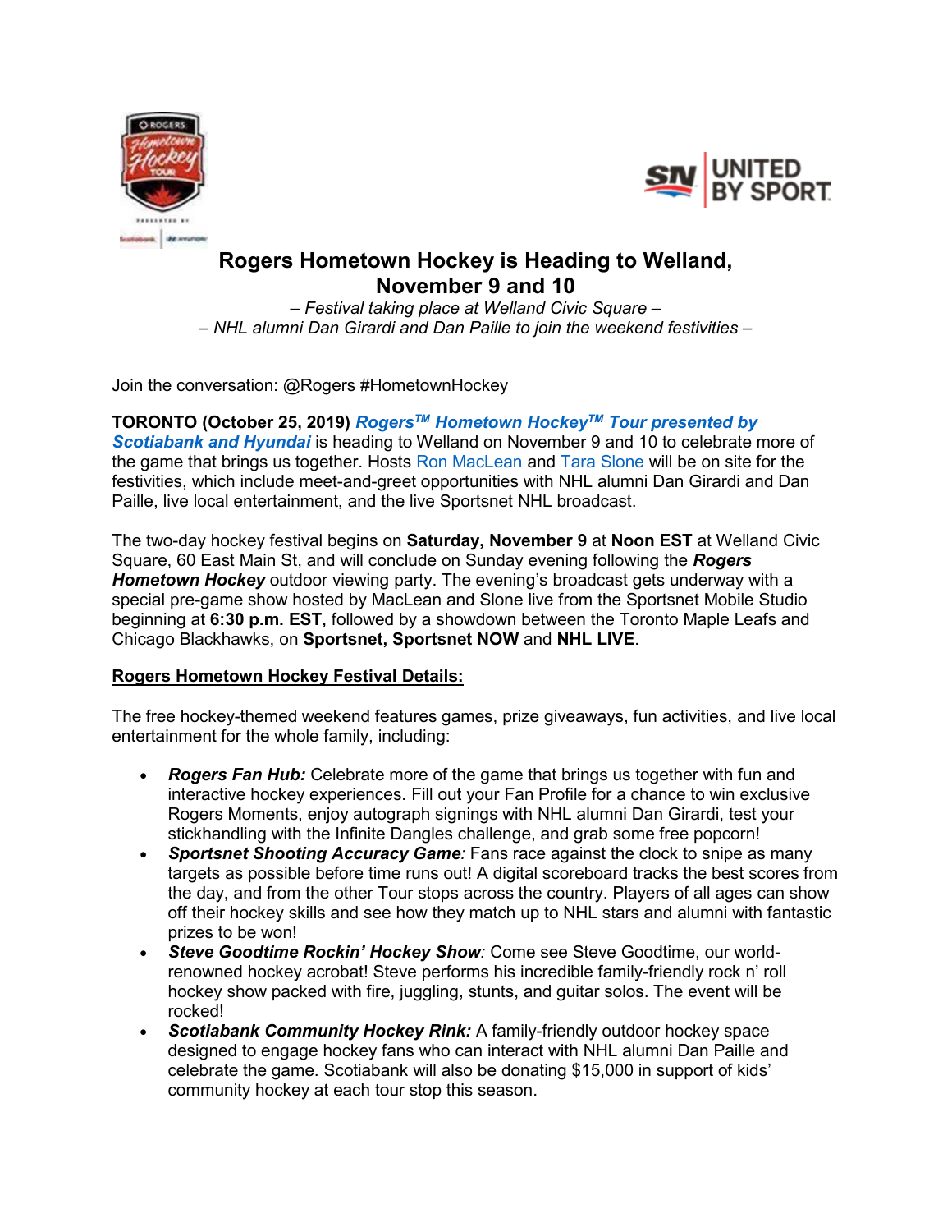# Rogers Hometown Hockey is Heading to Welland, November 9 and 10

*– Festival taking place at Welland Civic Square –*

*– NHL alumni Dan Girardi and Dan Paille to join the weekend festivities –*

Join the conversation: @Rogers #HometownHockey

**TORONTO (October 25, 2019)** ***Rogers™ Hometown Hockey™ Tour presented by Scotiabank and Hyundai*** is heading to Welland on November 9 and 10 to celebrate more of the game that brings us together. Hosts Ron MacLean and Tara Slone will be on site for the festivities, which include meet-and-greet opportunities with NHL alumni Dan Girardi and Dan Paille, live local entertainment, and the live Sportsnet NHL broadcast.

The two-day hockey festival begins on **Saturday, November 9** at **Noon EST** at Welland Civic Square, 60 East Main St, and will conclude on Sunday evening following the ***Rogers Hometown Hockey*** outdoor viewing party. The evening's broadcast gets underway with a special pre-game show hosted by MacLean and Slone live from the Sportsnet Mobile Studio beginning at **6:30 p.m. EST,** followed by a showdown between the Toronto Maple Leafs and Chicago Blackhawks, on **Sportsnet, Sportsnet NOW** and **NHL LIVE**.

**Rogers Hometown Hockey Festival Details:**

The free hockey-themed weekend features games, prize giveaways, fun activities, and live local entertainment for the whole family, including:

- ***Rogers Fan Hub:*** Celebrate more of the game that brings us together with fun and interactive hockey experiences. Fill out your Fan Profile for a chance to win exclusive Rogers Moments, enjoy autograph signings with NHL alumni Dan Girardi, test your stickhandling with the Infinite Dangles challenge, and grab some free popcorn!
- ***Sportsnet Shooting Accuracy Game****:* Fans race against the clock to snipe as many targets as possible before time runs out! A digital scoreboard tracks the best scores from the day, and from the other Tour stops across the country. Players of all ages can show off their hockey skills and see how they match up to NHL stars and alumni with fantastic prizes to be won!
- ***Steve Goodtime Rockin' Hockey Show****:* Come see Steve Goodtime, our world-renowned hockey acrobat! Steve performs his incredible family-friendly rock n' roll hockey show packed with fire, juggling, stunts, and guitar solos. The event will be rocked!
- ***Scotiabank Community Hockey Rink:*** A family-friendly outdoor hockey space designed to engage hockey fans who can interact with NHL alumni Dan Paille and celebrate the game. Scotiabank will also be donating $15,000 in support of kids' community hockey at each tour stop this season.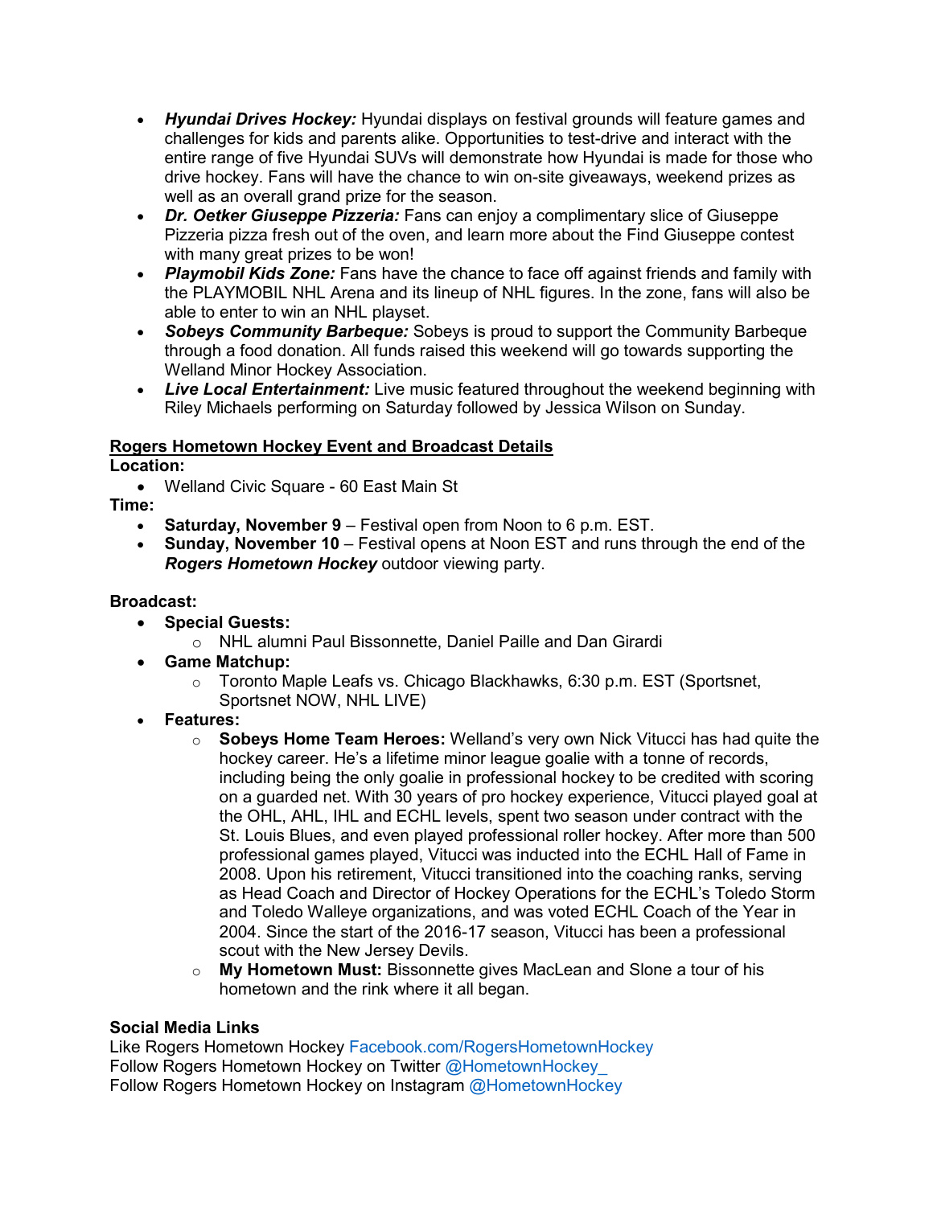- ***Hyundai Drives Hockey:*** Hyundai displays on festival grounds will feature games and challenges for kids and parents alike. Opportunities to test-drive and interact with the entire range of five Hyundai SUVs will demonstrate how Hyundai is made for those who drive hockey. Fans will have the chance to win on-site giveaways, weekend prizes as well as an overall grand prize for the season.
- ***Dr. Oetker Giuseppe Pizzeria:*** Fans can enjoy a complimentary slice of Giuseppe Pizzeria pizza fresh out of the oven, and learn more about the Find Giuseppe contest with many great prizes to be won!
- ***Playmobil Kids Zone:*** Fans have the chance to face off against friends and family with the PLAYMOBIL NHL Arena and its lineup of NHL figures. In the zone, fans will also be able to enter to win an NHL playset.
- ***Sobeys Community Barbeque:*** Sobeys is proud to support the Community Barbeque through a food donation. All funds raised this weekend will go towards supporting the Welland Minor Hockey Association.
- ***Live Local Entertainment:*** Live music featured throughout the weekend beginning with Riley Michaels performing on Saturday followed by Jessica Wilson on Sunday.

## Rogers Hometown Hockey Event and Broadcast Details

**Location:**

- Welland Civic Square - 60 East Main St

**Time:**

- **Saturday, November 9** – Festival open from Noon to 6 p.m. EST.
- **Sunday, November 10** – Festival opens at Noon EST and runs through the end of the ***Rogers Hometown Hockey*** outdoor viewing party.

**Broadcast:**

- **Special Guests:**
  - NHL alumni Paul Bissonnette, Daniel Paille and Dan Girardi
- **Game Matchup:**
  - Toronto Maple Leafs vs. Chicago Blackhawks, 6:30 p.m. EST (Sportsnet, Sportsnet NOW, NHL LIVE)
- **Features:**
  - **Sobeys Home Team Heroes:** Welland's very own Nick Vitucci has had quite the hockey career. He's a lifetime minor league goalie with a tonne of records, including being the only goalie in professional hockey to be credited with scoring on a guarded net. With 30 years of pro hockey experience, Vitucci played goal at the OHL, AHL, IHL and ECHL levels, spent two season under contract with the St. Louis Blues, and even played professional roller hockey. After more than 500 professional games played, Vitucci was inducted into the ECHL Hall of Fame in 2008. Upon his retirement, Vitucci transitioned into the coaching ranks, serving as Head Coach and Director of Hockey Operations for the ECHL's Toledo Storm and Toledo Walleye organizations, and was voted ECHL Coach of the Year in 2004. Since the start of the 2016-17 season, Vitucci has been a professional scout with the New Jersey Devils.
  - **My Hometown Must:** Bissonnette gives MacLean and Slone a tour of his hometown and the rink where it all began.

**Social Media Links**

Like Rogers Hometown Hockey Facebook.com/RogersHometownHockey
Follow Rogers Hometown Hockey on Twitter @HometownHockey_
Follow Rogers Hometown Hockey on Instagram @HometownHockey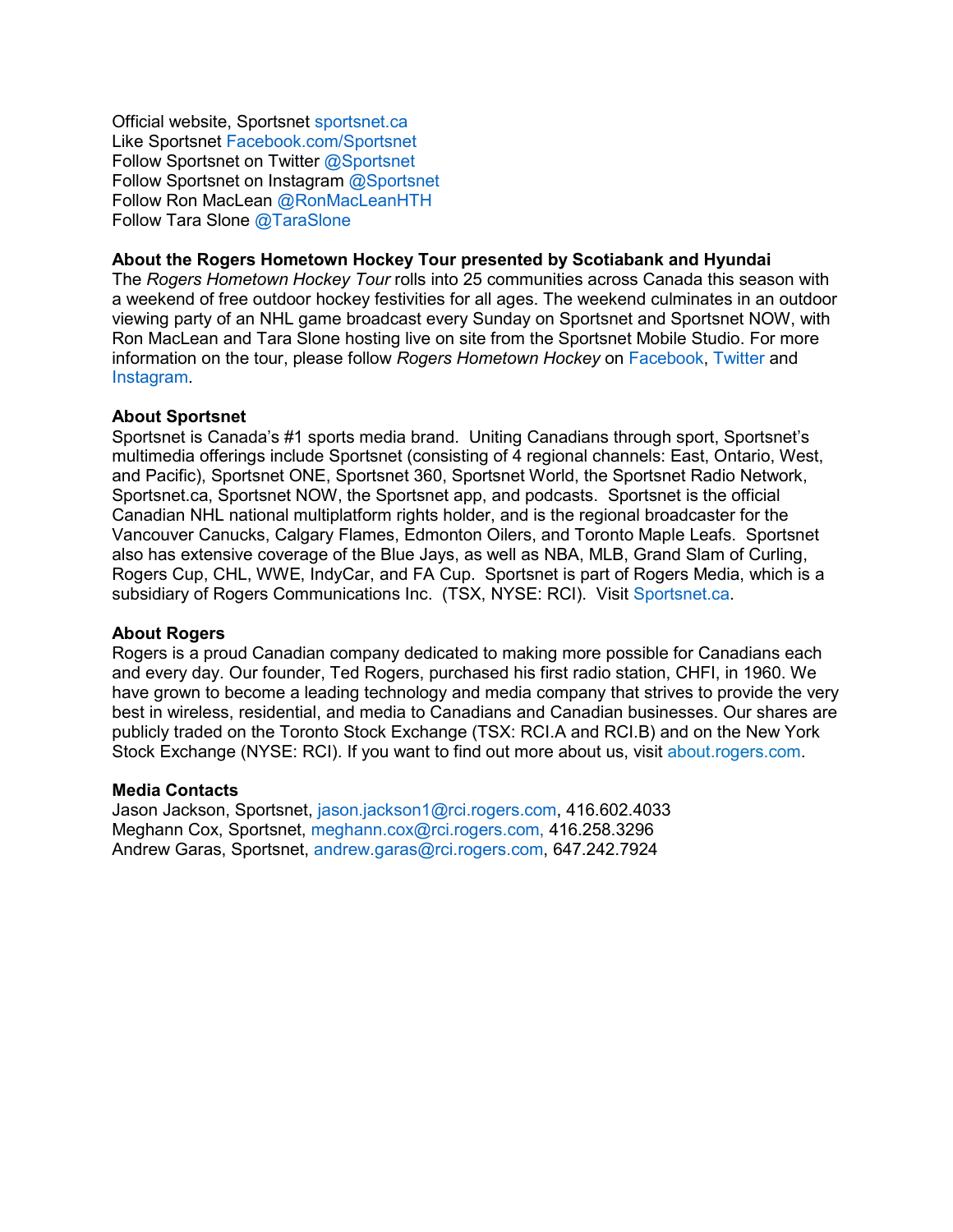Official website, Sportsnet sportsnet.ca
Like Sportsnet Facebook.com/Sportsnet
Follow Sportsnet on Twitter @Sportsnet
Follow Sportsnet on Instagram @Sportsnet
Follow Ron MacLean @RonMacLeanHTH
Follow Tara Slone @TaraSlone

**About the Rogers Hometown Hockey Tour presented by Scotiabank and Hyundai**
The *Rogers Hometown Hockey Tour* rolls into 25 communities across Canada this season with a weekend of free outdoor hockey festivities for all ages. The weekend culminates in an outdoor viewing party of an NHL game broadcast every Sunday on Sportsnet and Sportsnet NOW, with Ron MacLean and Tara Slone hosting live on site from the Sportsnet Mobile Studio. For more information on the tour, please follow *Rogers Hometown Hockey* on Facebook, Twitter and Instagram.

**About Sportsnet**
Sportsnet is Canada's #1 sports media brand. Uniting Canadians through sport, Sportsnet's multimedia offerings include Sportsnet (consisting of 4 regional channels: East, Ontario, West, and Pacific), Sportsnet ONE, Sportsnet 360, Sportsnet World, the Sportsnet Radio Network, Sportsnet.ca, Sportsnet NOW, the Sportsnet app, and podcasts. Sportsnet is the official Canadian NHL national multiplatform rights holder, and is the regional broadcaster for the Vancouver Canucks, Calgary Flames, Edmonton Oilers, and Toronto Maple Leafs. Sportsnet also has extensive coverage of the Blue Jays, as well as NBA, MLB, Grand Slam of Curling, Rogers Cup, CHL, WWE, IndyCar, and FA Cup. Sportsnet is part of Rogers Media, which is a subsidiary of Rogers Communications Inc. (TSX, NYSE: RCI). Visit Sportsnet.ca.

**About Rogers**
Rogers is a proud Canadian company dedicated to making more possible for Canadians each and every day. Our founder, Ted Rogers, purchased his first radio station, CHFI, in 1960. We have grown to become a leading technology and media company that strives to provide the very best in wireless, residential, and media to Canadians and Canadian businesses. Our shares are publicly traded on the Toronto Stock Exchange (TSX: RCI.A and RCI.B) and on the New York Stock Exchange (NYSE: RCI). If you want to find out more about us, visit about.rogers.com.

**Media Contacts**
Jason Jackson, Sportsnet, jason.jackson1@rci.rogers.com, 416.602.4033
Meghann Cox, Sportsnet, meghann.cox@rci.rogers.com, 416.258.3296
Andrew Garas, Sportsnet, andrew.garas@rci.rogers.com, 647.242.7924